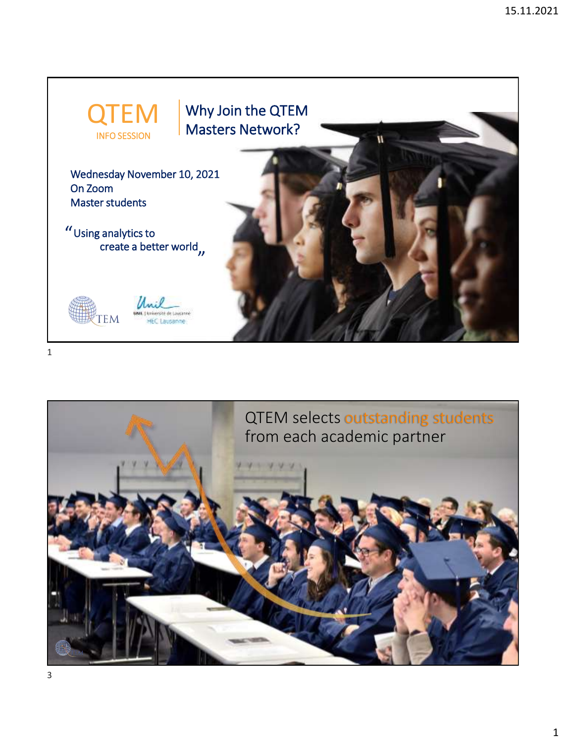# QTEM

INFO SESSION

## Why Join the QTEM Masters Network?

Wednesday November 10, 2021
On Zoom
Master students

"Using analytics to create a better world"

QTEM

Unil | Université de Lausanne
HEC Lausanne

---

## QTEM selects outstanding students from each academic partner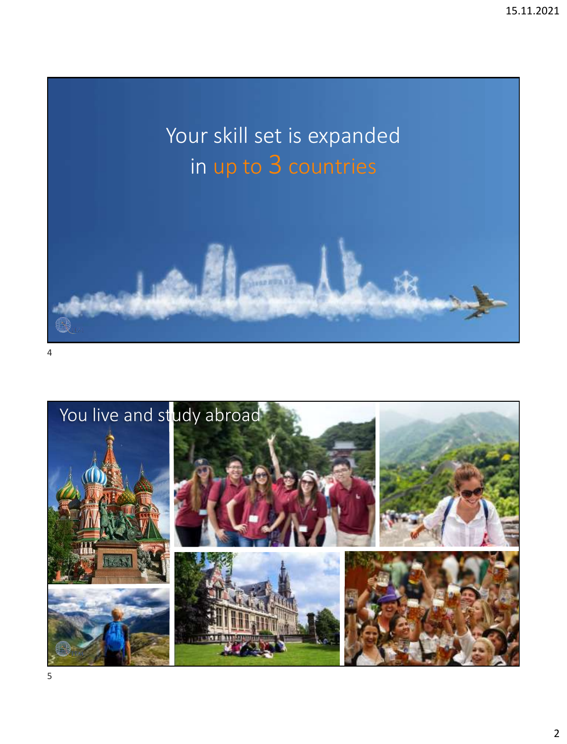Your skill set is expanded in up to 3 countries

You live and study abroad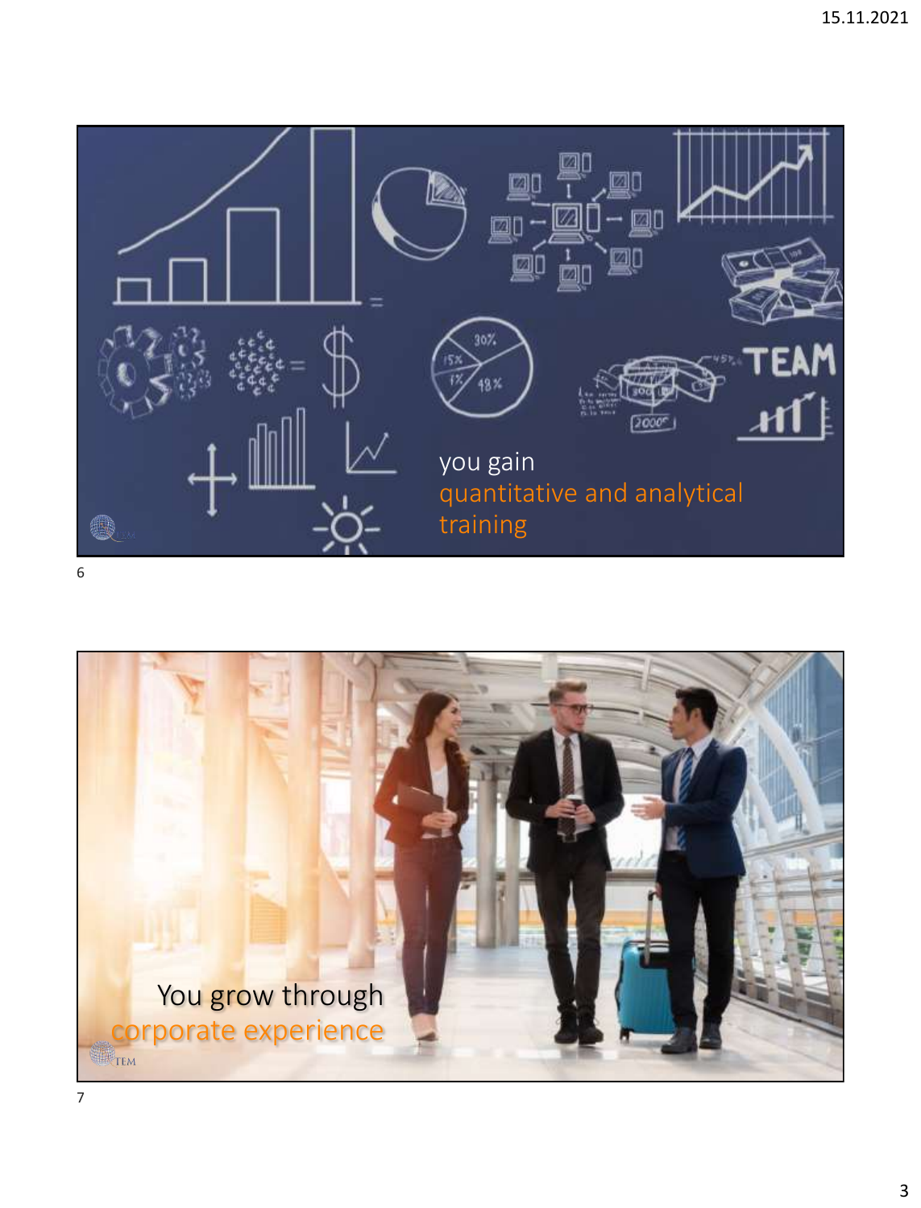you gain
quantitative and analytical
training

You grow through
corporate experience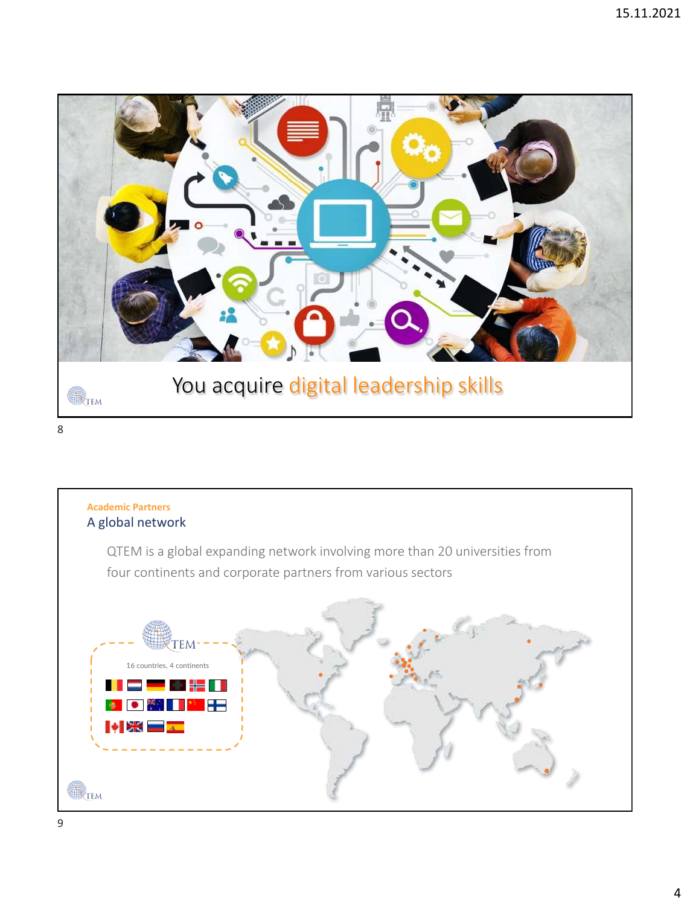You acquire digital leadership skills

Academic Partners

## A global network

QTEM is a global expanding network involving more than 20 universities from four continents and corporate partners from various sectors

16 countries, 4 continents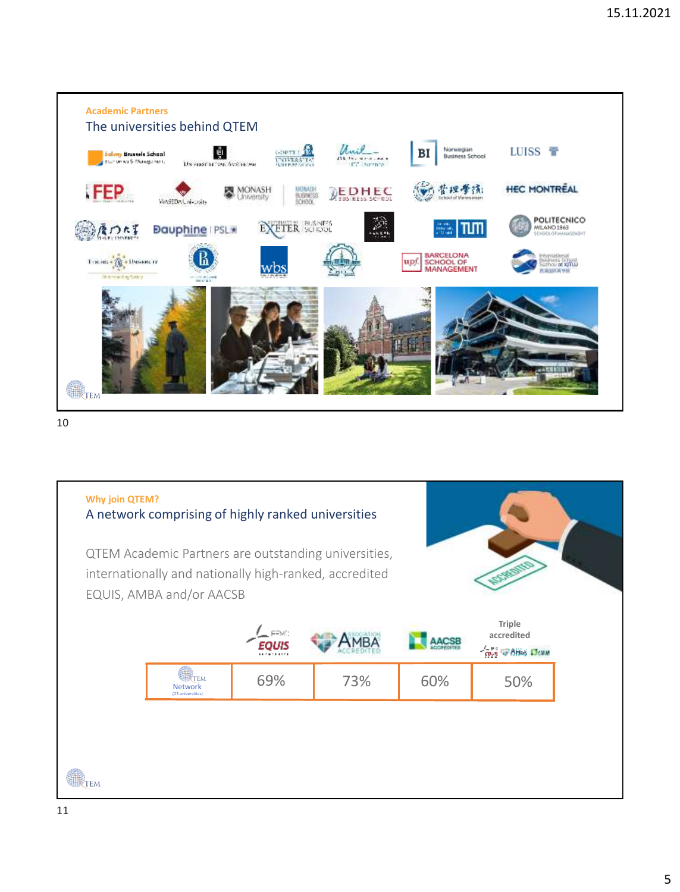Academic Partners

## The universities behind QTEM

Solvay Brussels School Economics & Management | Universiteit van Amsterdam | Corvinus University of Budapest | Unil Université de Lausanne | BI Norwegian Business School | LUISS

FEP | Waseda University | Monash University Monash Business School | EDHEC Business School | HEC Montréal

Dauphine | PSL | Exeter Business School | TUM | Politecnico Milano 1863 School of Management

Tokyo University | wbs | upf. Barcelona School of Management | International Business School Suzhou at XJTLU

Why join QTEM?

## A network comprising of highly ranked universities

QTEM Academic Partners are outstanding universities, internationally and nationally high-ranked, accredited EQUIS, AMBA and/or AACSB

| | EQUIS | AMBA | AACSB | Triple accredited |
|---|---|---|---|---|
| QTEM Network (23 universities) | 69% | 73% | 60% | 50% |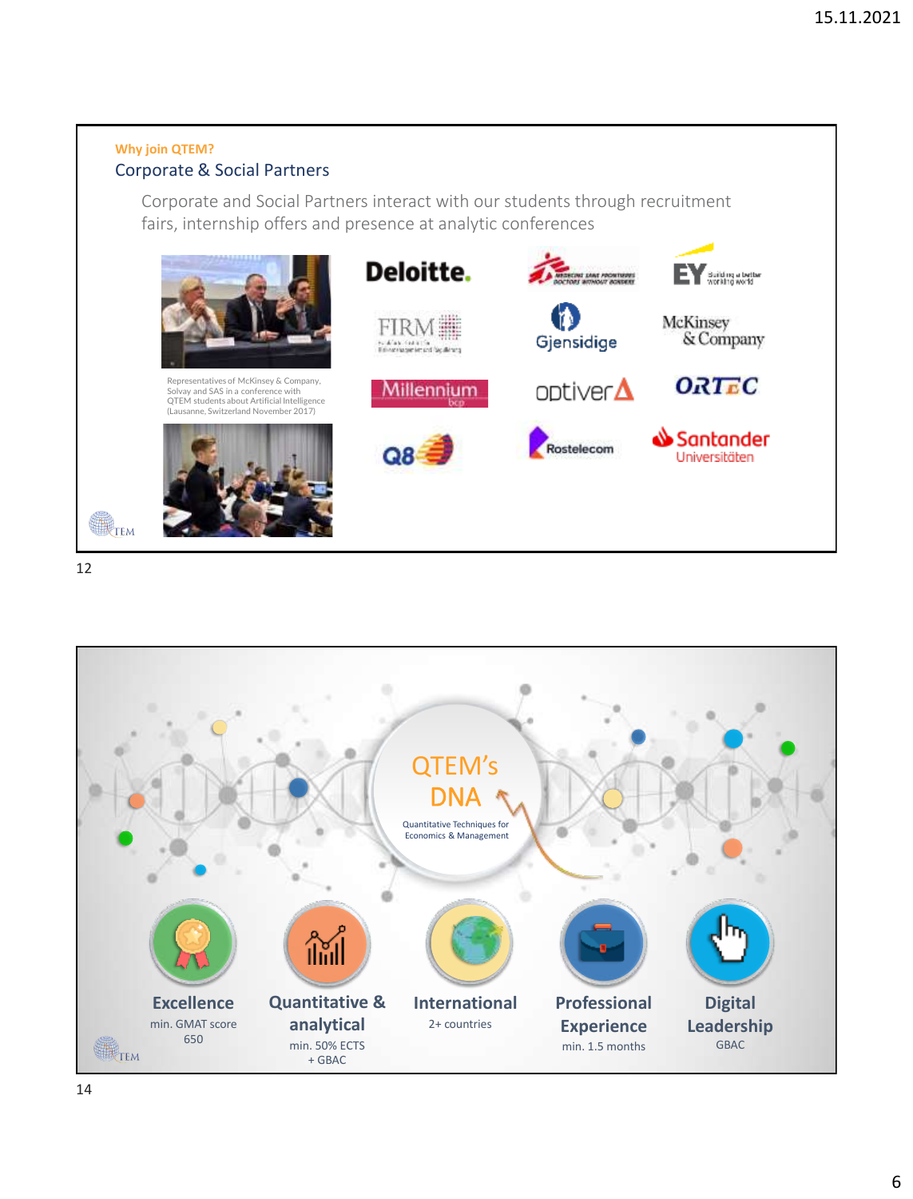Why join QTEM?

## Corporate & Social Partners

Corporate and Social Partners interact with our students through recruitment fairs, internship offers and presence at analytic conferences

Deloitte. | Médecins Sans Frontières / Doctors Without Borders | EY Building a better working world | FIRM | Gjensidige | McKinsey & Company | Millennium bcp | optiver | ORTEC | Q8 | Rostelecom | Santander Universitäten

Representatives of McKinsey & Company, Solvay and SAS in a conference with QTEM students about Artificial Intelligence (Lausanne, Switzerland November 2017)

---

## QTEM's DNA

Quantitative Techniques for Economics & Management

- **Excellence** – min. GMAT score 650
- **Quantitative & analytical** – min. 50% ECTS + GBAC
- **International** – 2+ countries
- **Professional Experience** – min. 1.5 months
- **Digital Leadership** – GBAC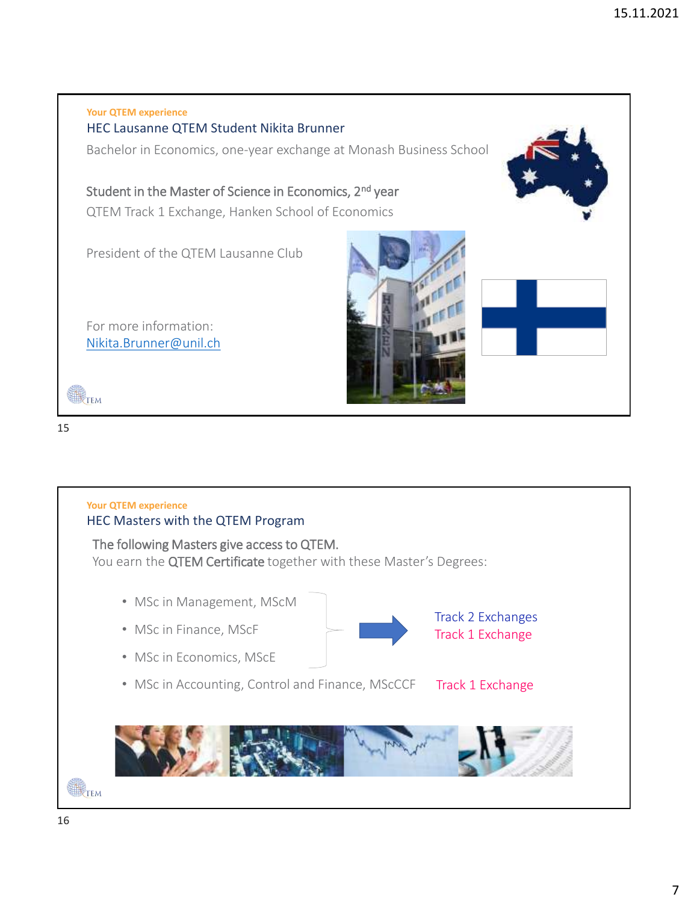Your QTEM experience

## HEC Lausanne QTEM Student Nikita Brunner

Bachelor in Economics, one-year exchange at Monash Business School

Student in the Master of Science in Economics, 2nd year

QTEM Track 1 Exchange, Hanken School of Economics

President of the QTEM Lausanne Club

For more information:
Nikita.Brunner@unil.ch

---

Your QTEM experience

## HEC Masters with the QTEM Program

The following Masters give access to QTEM.
You earn the **QTEM Certificate** together with these Master's Degrees:

- MSc in Management, MScM
- MSc in Finance, MScF
- MSc in Economics, MScE

→ Track 2 Exchanges / Track 1 Exchange

- MSc in Accounting, Control and Finance, MScCCF → Track 1 Exchange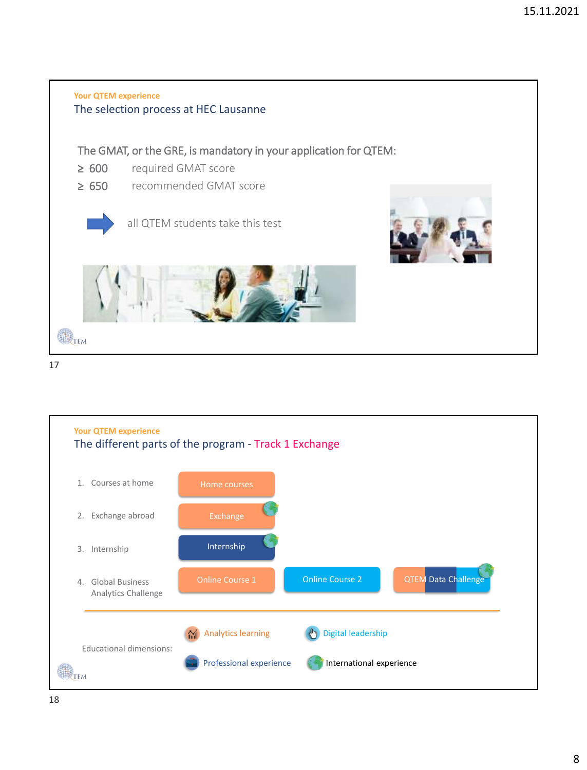Your QTEM experience

## The selection process at HEC Lausanne

The GMAT, or the GRE, is mandatory in your application for QTEM:

- ≥ 600 required GMAT score
- ≥ 650 recommended GMAT score

→ all QTEM students take this test

QTEM

---

Your QTEM experience

## The different parts of the program - Track 1 Exchange

1. Courses at home — Home courses
2. Exchange abroad — Exchange
3. Internship — Internship
4. Global Business Analytics Challenge — Online Course 1 | Online Course 2 | QTEM Data Challenge

Educational dimensions:

- Analytics learning
- Digital leadership
- Professional experience
- International experience

QTEM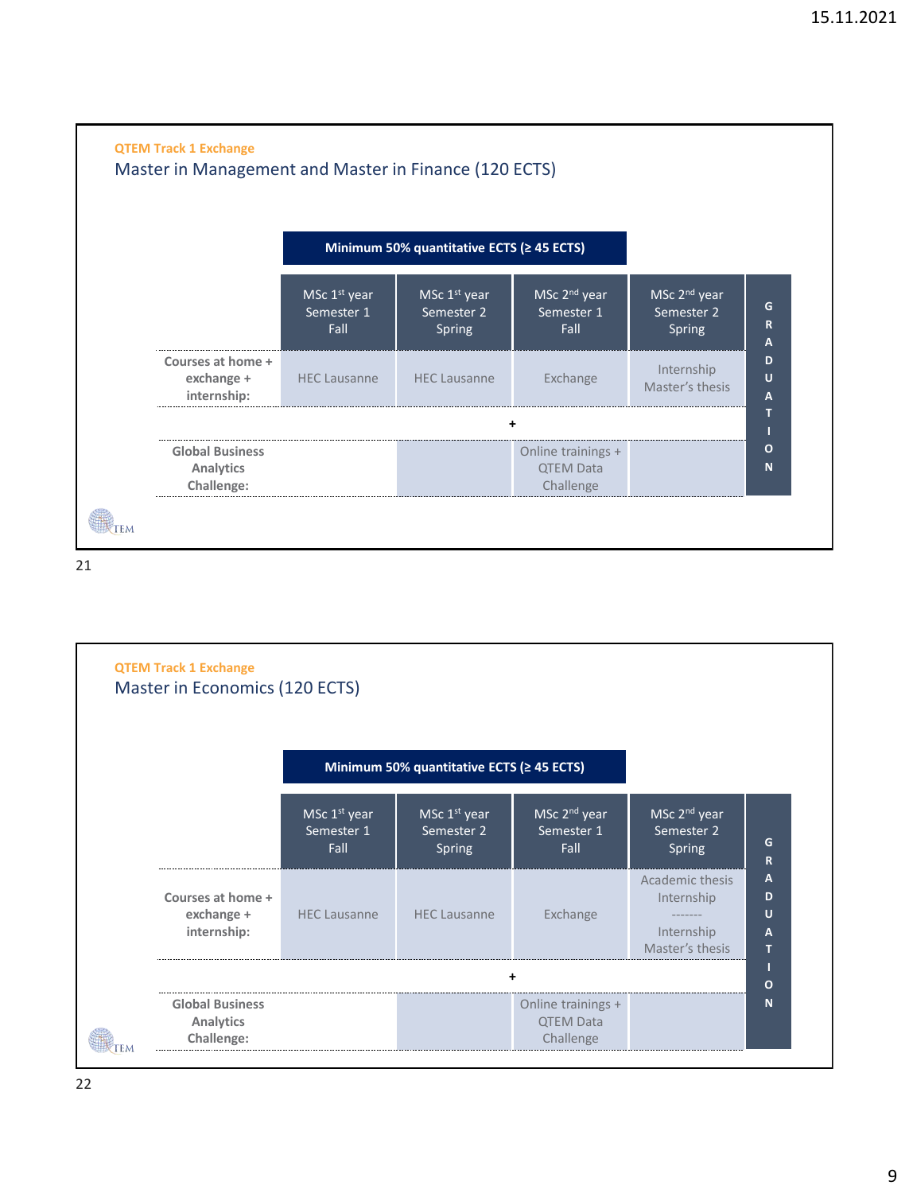QTEM Track 1 Exchange

## Master in Management and Master in Finance (120 ECTS)

**Minimum 50% quantitative ECTS (≥ 45 ECTS)**

| | MSc 1st year Semester 1 Fall | MSc 1st year Semester 2 Spring | MSc 2nd year Semester 1 Fall | MSc 2nd year Semester 2 Spring | GRADUATION |
|---|---|---|---|---|---|
| **Courses at home + exchange + internship:** | HEC Lausanne | HEC Lausanne | Exchange | Internship Master's thesis | |
| + | | | | | |
| **Global Business Analytics Challenge:** | | | Online trainings + QTEM Data Challenge | | |

QTEM

21

QTEM Track 1 Exchange

## Master in Economics (120 ECTS)

**Minimum 50% quantitative ECTS (≥ 45 ECTS)**

| | MSc 1st year Semester 1 Fall | MSc 1st year Semester 2 Spring | MSc 2nd year Semester 1 Fall | MSc 2nd year Semester 2 Spring | GRADUATION |
|---|---|---|---|---|---|
| **Courses at home + exchange + internship:** | HEC Lausanne | HEC Lausanne | Exchange | Academic thesis Internship ------- Internship Master's thesis | |
| + | | | | | |
| **Global Business Analytics Challenge:** | | | Online trainings + QTEM Data Challenge | | |

QTEM

22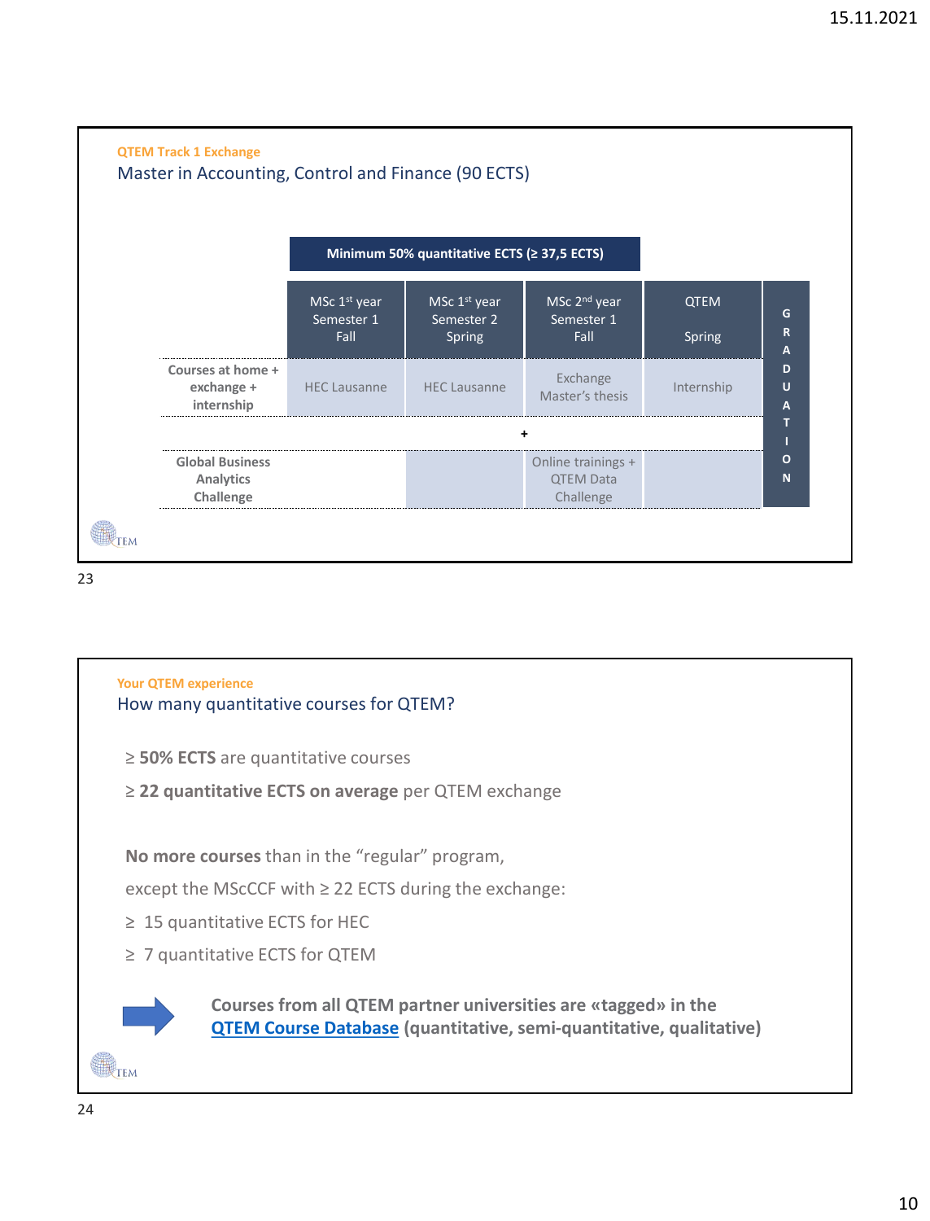QTEM Track 1 Exchange

## Master in Accounting, Control and Finance (90 ECTS)

**Minimum 50% quantitative ECTS (≥ 37,5 ECTS)**

| | MSc 1st year Semester 1 Fall | MSc 1st year Semester 2 Spring | MSc 2nd year Semester 1 Fall | QTEM Spring | GRADUATION |
|---|---|---|---|---|---|
| **Courses at home + exchange + internship** | HEC Lausanne | HEC Lausanne | Exchange Master's thesis | Internship | |
| + | | | | | |
| **Global Business Analytics Challenge** | | | Online trainings + QTEM Data Challenge | | |

Your QTEM experience

## How many quantitative courses for QTEM?

≥ **50% ECTS** are quantitative courses

≥ **22 quantitative ECTS on average** per QTEM exchange

**No more courses** than in the "regular" program,

except the MScCCF with ≥ 22 ECTS during the exchange:

≥ 15 quantitative ECTS for HEC

≥ 7 quantitative ECTS for QTEM

**Courses from all QTEM partner universities are «tagged» in the QTEM Course Database (quantitative, semi-quantitative, qualitative)**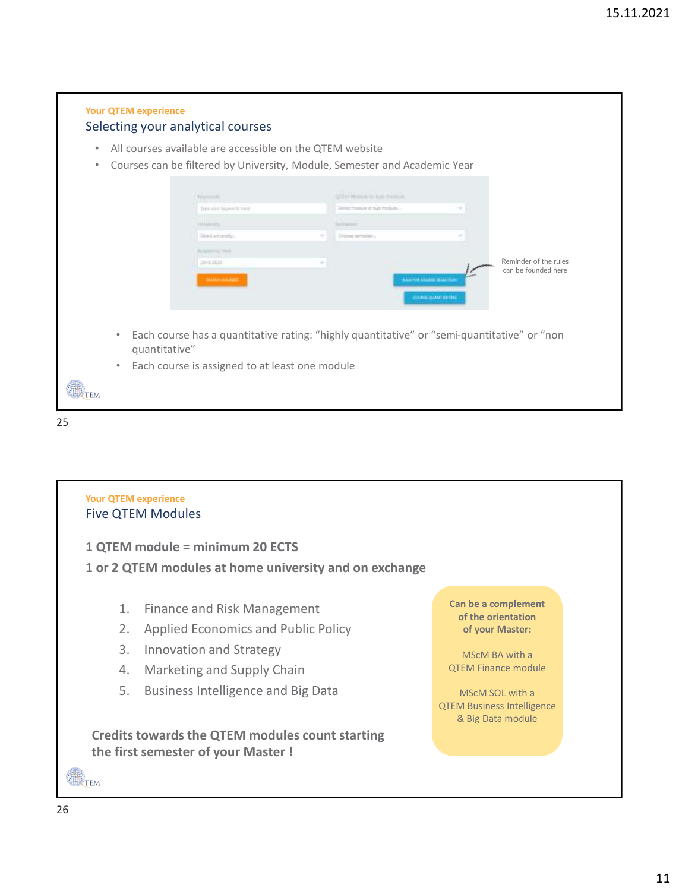Your QTEM experience

## Selecting your analytical courses

- All courses available are accessible on the QTEM website
- Courses can be filtered by University, Module, Semester and Academic Year

Reminder of the rules can be founded here

- Each course has a quantitative rating: “highly quantitative” or “semi-quantitative” or “non quantitative”
- Each course is assigned to at least one module

Your QTEM experience

## Five QTEM Modules

**1 QTEM module = minimum 20 ECTS**

**1 or 2 QTEM modules at home university and on exchange**

1. Finance and Risk Management
2. Applied Economics and Public Policy
3. Innovation and Strategy
4. Marketing and Supply Chain
5. Business Intelligence and Big Data

**Can be a complement of the orientation of your Master:**

MScM BA with a QTEM Finance module

MScM SOL with a QTEM Business Intelligence & Big Data module

**Credits towards the QTEM modules count starting the first semester of your Master !**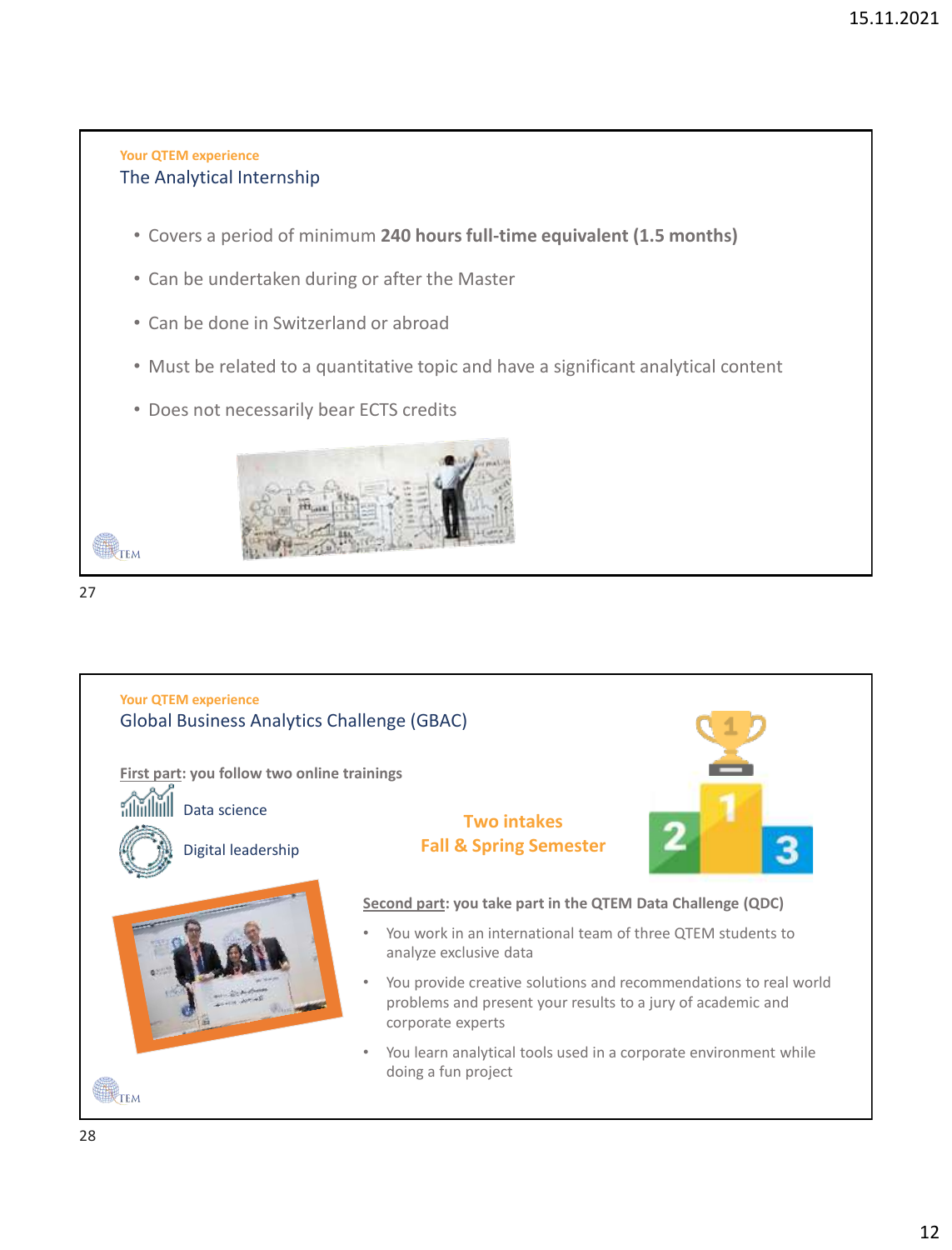Your QTEM experience

## The Analytical Internship

- Covers a period of minimum **240 hours full-time equivalent (1.5 months)**
- Can be undertaken during or after the Master
- Can be done in Switzerland or abroad
- Must be related to a quantitative topic and have a significant analytical content
- Does not necessarily bear ECTS credits

Your QTEM experience

## Global Business Analytics Challenge (GBAC)

**First part: you follow two online trainings**

- Data science
- Digital leadership

**Two intakes**
**Fall & Spring Semester**

**Second part: you take part in the QTEM Data Challenge (QDC)**

- You work in an international team of three QTEM students to analyze exclusive data
- You provide creative solutions and recommendations to real world problems and present your results to a jury of academic and corporate experts
- You learn analytical tools used in a corporate environment while doing a fun project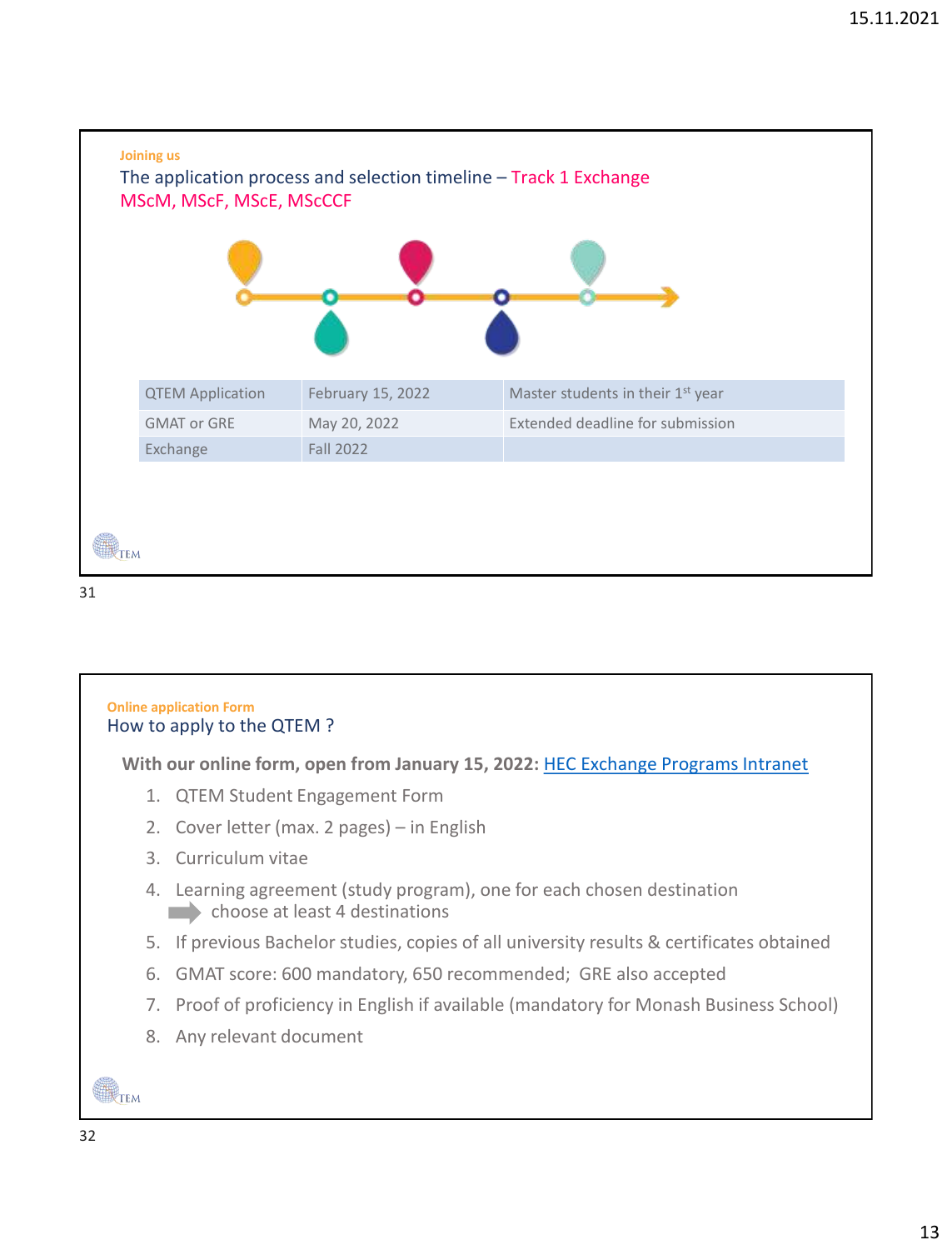Joining us

## The application process and selection timeline – Track 1 Exchange
## MScM, MScF, MScE, MScCCF

| QTEM Application | February 15, 2022 | Master students in their 1st year |
|---|---|---|
| GMAT or GRE | May 20, 2022 | Extended deadline for submission |
| Exchange | Fall 2022 | |

QTEM

Online application Form

## How to apply to the QTEM ?

**With our online form, open from January 15, 2022:** HEC Exchange Programs Intranet

1. QTEM Student Engagement Form
2. Cover letter (max. 2 pages) – in English
3. Curriculum vitae
4. Learning agreement (study program), one for each chosen destination
   ➡ choose at least 4 destinations
5. If previous Bachelor studies, copies of all university results & certificates obtained
6. GMAT score: 600 mandatory, 650 recommended; GRE also accepted
7. Proof of proficiency in English if available (mandatory for Monash Business School)
8. Any relevant document

QTEM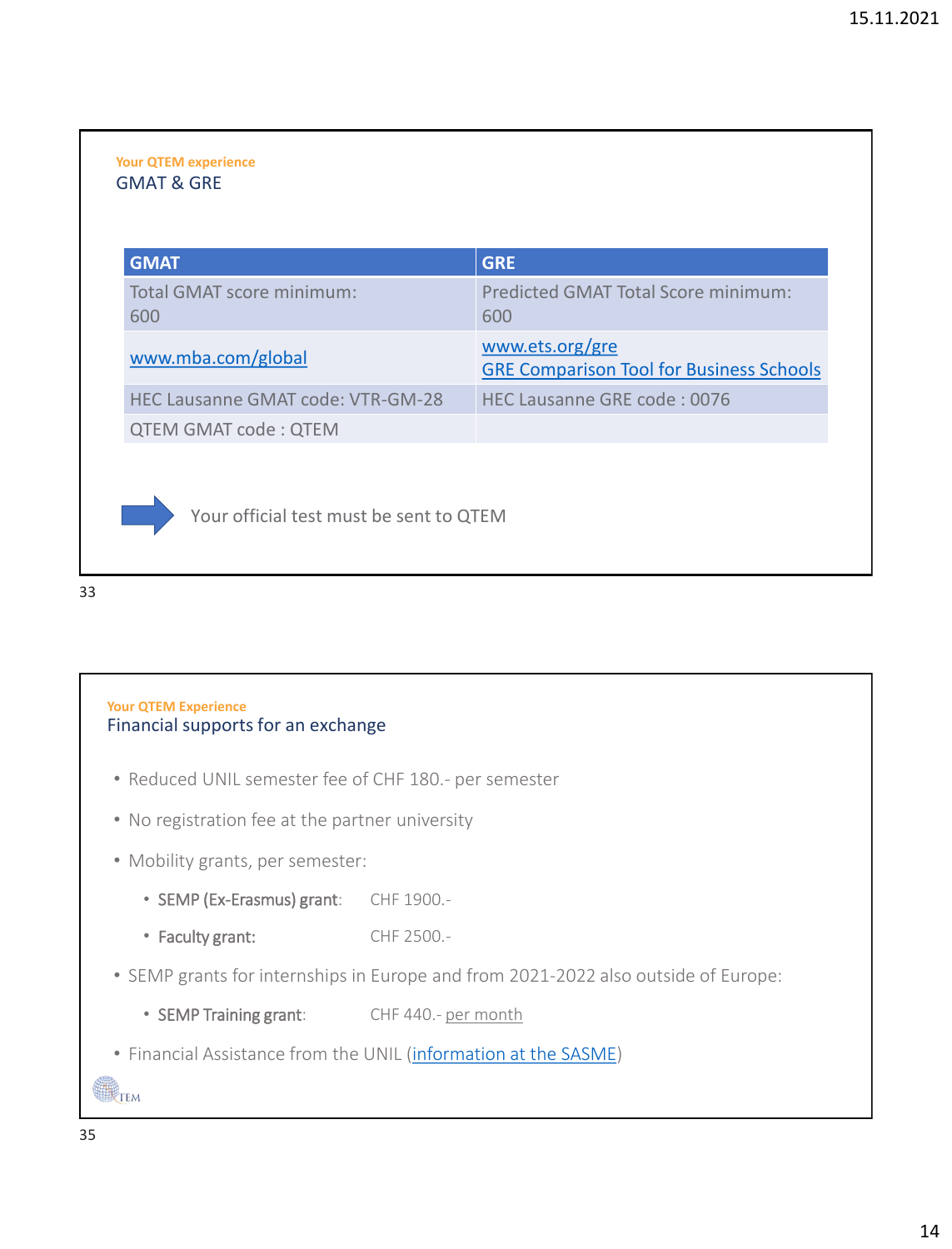Your QTEM experience

## GMAT & GRE

| GMAT | GRE |
|---|---|
| Total GMAT score minimum: 600 | Predicted GMAT Total Score minimum: 600 |
| www.mba.com/global | www.ets.org/gre<br>GRE Comparison Tool for Business Schools |
| HEC Lausanne GMAT code: VTR-GM-28 | HEC Lausanne GRE code : 0076 |
| QTEM GMAT code : QTEM | |

Your official test must be sent to QTEM

Your QTEM Experience

## Financial supports for an exchange

- Reduced UNIL semester fee of CHF 180.- per semester
- No registration fee at the partner university
- Mobility grants, per semester:
  - **SEMP (Ex-Erasmus) grant**: CHF 1900.-
  - **Faculty grant:** CHF 2500.-
- SEMP grants for internships in Europe and from 2021-2022 also outside of Europe:
  - **SEMP Training grant**: CHF 440.- per month
- Financial Assistance from the UNIL (information at the SASME)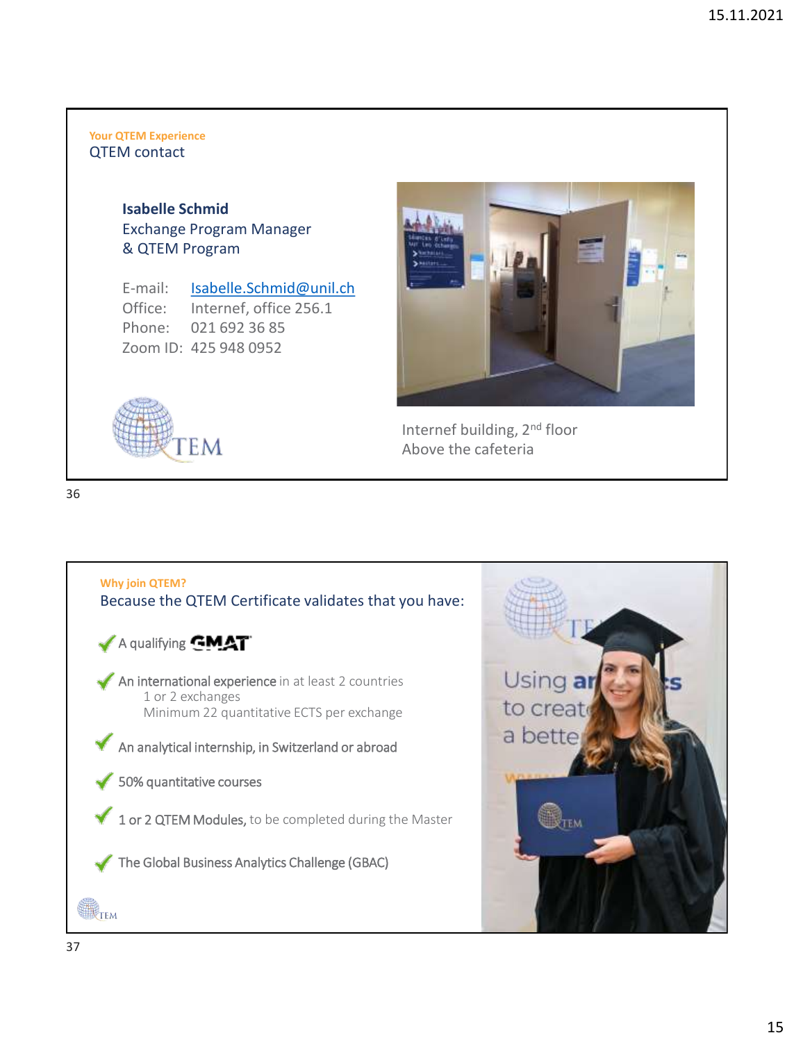Your QTEM Experience

## QTEM contact

**Isabelle Schmid**
Exchange Program Manager
& QTEM Program

E-mail: Isabelle.Schmid@unil.ch
Office: Internef, office 256.1
Phone: 021 692 36 85
Zoom ID: 425 948 0952

Internef building, 2nd floor
Above the cafeteria

Why join QTEM?

## Because the QTEM Certificate validates that you have:

- A qualifying GMAT
- An international experience in at least 2 countries
  - 1 or 2 exchanges
  - Minimum 22 quantitative ECTS per exchange
- An analytical internship, in Switzerland or abroad
- 50% quantitative courses
- 1 or 2 QTEM Modules, to be completed during the Master
- The Global Business Analytics Challenge (GBAC)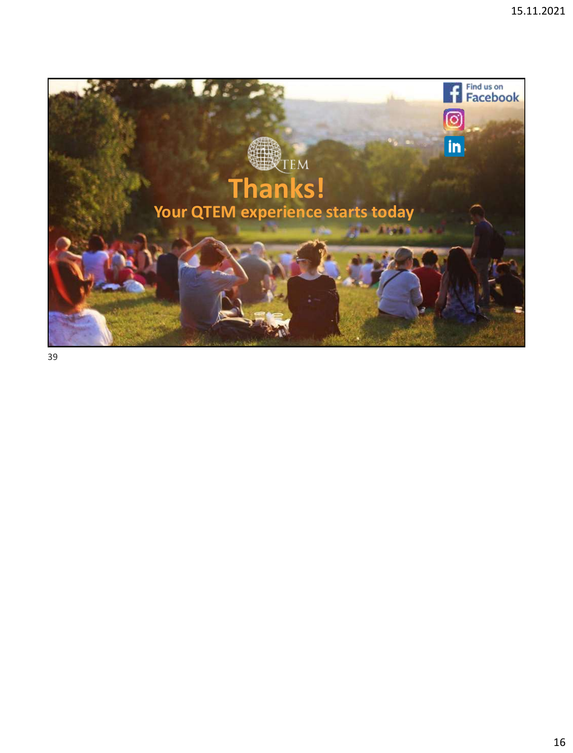QTEM

# Thanks!

Your QTEM experience starts today

Find us on Facebook